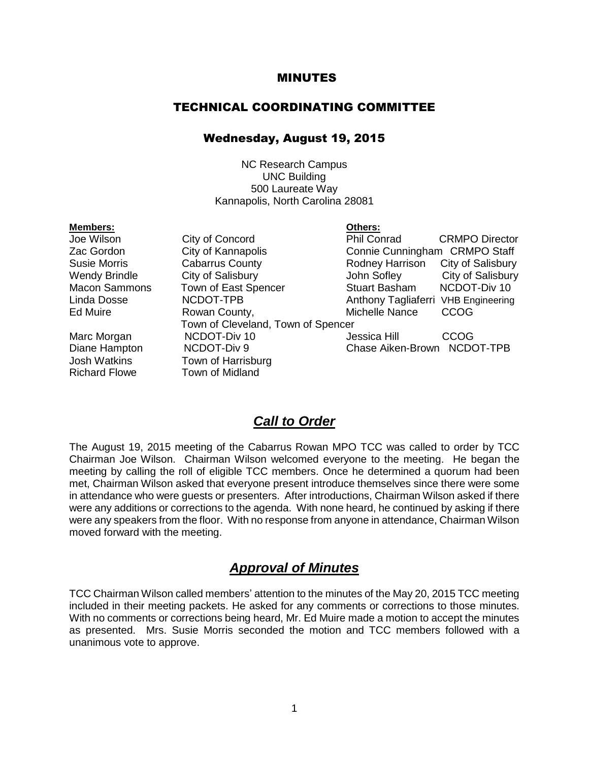# MINUTES

## TECHNICAL COORDINATING COMMITTEE

### Wednesday, August 19, 2015

NC Research Campus
UNC Building
500 Laureate Way
Kannapolis, North Carolina 28081

| **Members:** | | **Others:** | |
|---|---|---|---|
| Joe Wilson | City of Concord | Phil Conrad | CRMPO Director |
| Zac Gordon | City of Kannapolis | Connie Cunningham | CRMPO Staff |
| Susie Morris | Cabarrus County | Rodney Harrison | City of Salisbury |
| Wendy Brindle | City of Salisbury | John Sofley | City of Salisbury |
| Macon Sammons | Town of East Spencer | Stuart Basham | NCDOT-Div 10 |
| Linda Dosse | NCDOT-TPB | Anthony Tagliaferri | VHB Engineering |
| Ed Muire | Rowan County, Town of Cleveland, Town of Spencer | Michelle Nance | CCOG |
| Marc Morgan | NCDOT-Div 10 | Jessica Hill | CCOG |
| Diane Hampton | NCDOT-Div 9 | Chase Aiken-Brown | NCDOT-TPB |
| Josh Watkins | Town of Harrisburg | | |
| Richard Flowe | Town of Midland | | |

## ***Call to Order***

The August 19, 2015 meeting of the Cabarrus Rowan MPO TCC was called to order by TCC Chairman Joe Wilson. Chairman Wilson welcomed everyone to the meeting. He began the meeting by calling the roll of eligible TCC members. Once he determined a quorum had been met, Chairman Wilson asked that everyone present introduce themselves since there were some in attendance who were guests or presenters. After introductions, Chairman Wilson asked if there were any additions or corrections to the agenda. With none heard, he continued by asking if there were any speakers from the floor. With no response from anyone in attendance, Chairman Wilson moved forward with the meeting.

## ***Approval of Minutes***

TCC Chairman Wilson called members' attention to the minutes of the May 20, 2015 TCC meeting included in their meeting packets. He asked for any comments or corrections to those minutes. With no comments or corrections being heard, Mr. Ed Muire made a motion to accept the minutes as presented. Mrs. Susie Morris seconded the motion and TCC members followed with a unanimous vote to approve.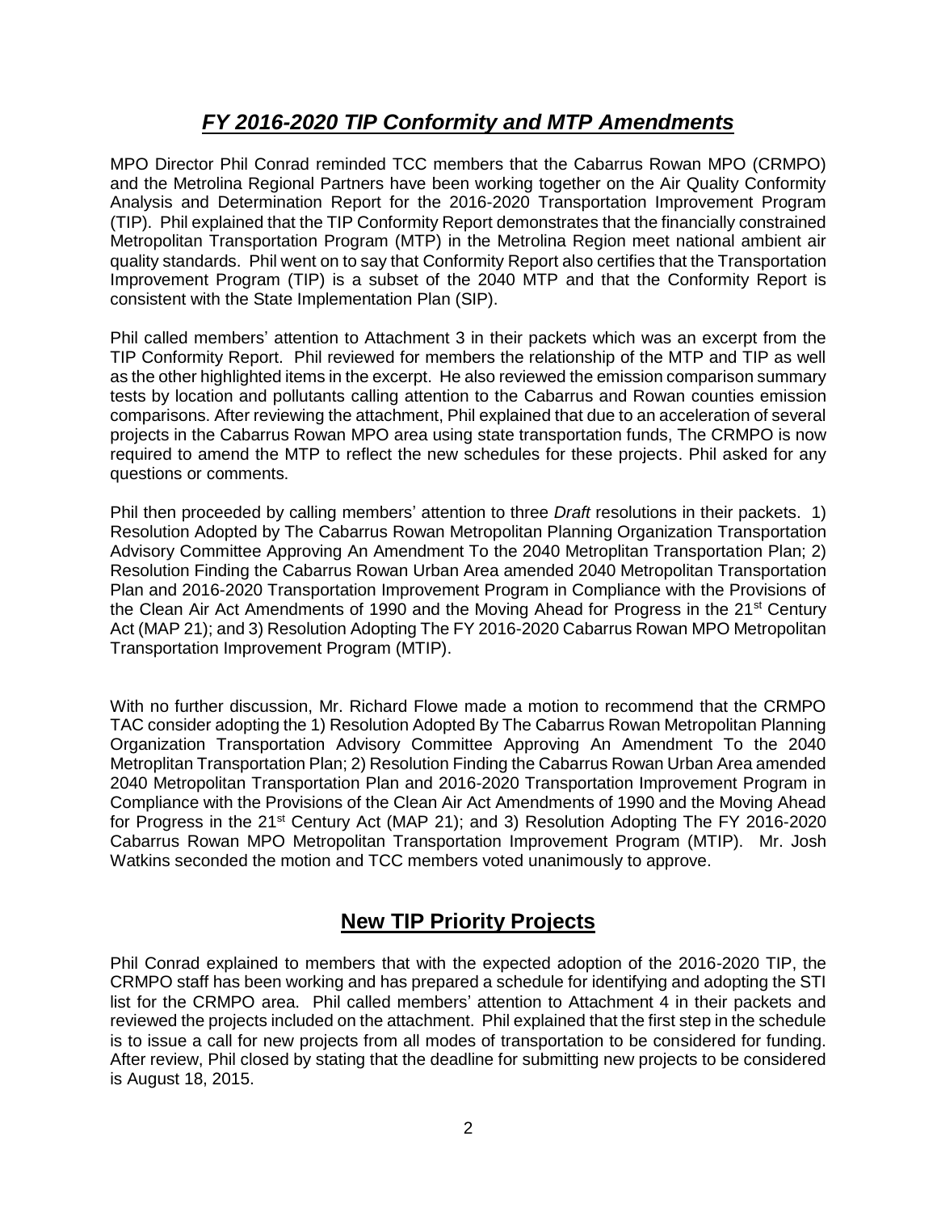## *FY 2016-2020 TIP Conformity and MTP Amendments*

MPO Director Phil Conrad reminded TCC members that the Cabarrus Rowan MPO (CRMPO) and the Metrolina Regional Partners have been working together on the Air Quality Conformity Analysis and Determination Report for the 2016-2020 Transportation Improvement Program (TIP). Phil explained that the TIP Conformity Report demonstrates that the financially constrained Metropolitan Transportation Program (MTP) in the Metrolina Region meet national ambient air quality standards. Phil went on to say that Conformity Report also certifies that the Transportation Improvement Program (TIP) is a subset of the 2040 MTP and that the Conformity Report is consistent with the State Implementation Plan (SIP).

Phil called members' attention to Attachment 3 in their packets which was an excerpt from the TIP Conformity Report. Phil reviewed for members the relationship of the MTP and TIP as well as the other highlighted items in the excerpt. He also reviewed the emission comparison summary tests by location and pollutants calling attention to the Cabarrus and Rowan counties emission comparisons. After reviewing the attachment, Phil explained that due to an acceleration of several projects in the Cabarrus Rowan MPO area using state transportation funds, The CRMPO is now required to amend the MTP to reflect the new schedules for these projects. Phil asked for any questions or comments.

Phil then proceeded by calling members' attention to three *Draft* resolutions in their packets. 1) Resolution Adopted by The Cabarrus Rowan Metropolitan Planning Organization Transportation Advisory Committee Approving An Amendment To the 2040 Metroplitan Transportation Plan; 2) Resolution Finding the Cabarrus Rowan Urban Area amended 2040 Metropolitan Transportation Plan and 2016-2020 Transportation Improvement Program in Compliance with the Provisions of the Clean Air Act Amendments of 1990 and the Moving Ahead for Progress in the 21st Century Act (MAP 21); and 3) Resolution Adopting The FY 2016-2020 Cabarrus Rowan MPO Metropolitan Transportation Improvement Program (MTIP).

With no further discussion, Mr. Richard Flowe made a motion to recommend that the CRMPO TAC consider adopting the 1) Resolution Adopted By The Cabarrus Rowan Metropolitan Planning Organization Transportation Advisory Committee Approving An Amendment To the 2040 Metroplitan Transportation Plan; 2) Resolution Finding the Cabarrus Rowan Urban Area amended 2040 Metropolitan Transportation Plan and 2016-2020 Transportation Improvement Program in Compliance with the Provisions of the Clean Air Act Amendments of 1990 and the Moving Ahead for Progress in the 21st Century Act (MAP 21); and 3) Resolution Adopting The FY 2016-2020 Cabarrus Rowan MPO Metropolitan Transportation Improvement Program (MTIP). Mr. Josh Watkins seconded the motion and TCC members voted unanimously to approve.

## **New TIP Priority Projects**

Phil Conrad explained to members that with the expected adoption of the 2016-2020 TIP, the CRMPO staff has been working and has prepared a schedule for identifying and adopting the STI list for the CRMPO area. Phil called members' attention to Attachment 4 in their packets and reviewed the projects included on the attachment. Phil explained that the first step in the schedule is to issue a call for new projects from all modes of transportation to be considered for funding. After review, Phil closed by stating that the deadline for submitting new projects to be considered is August 18, 2015.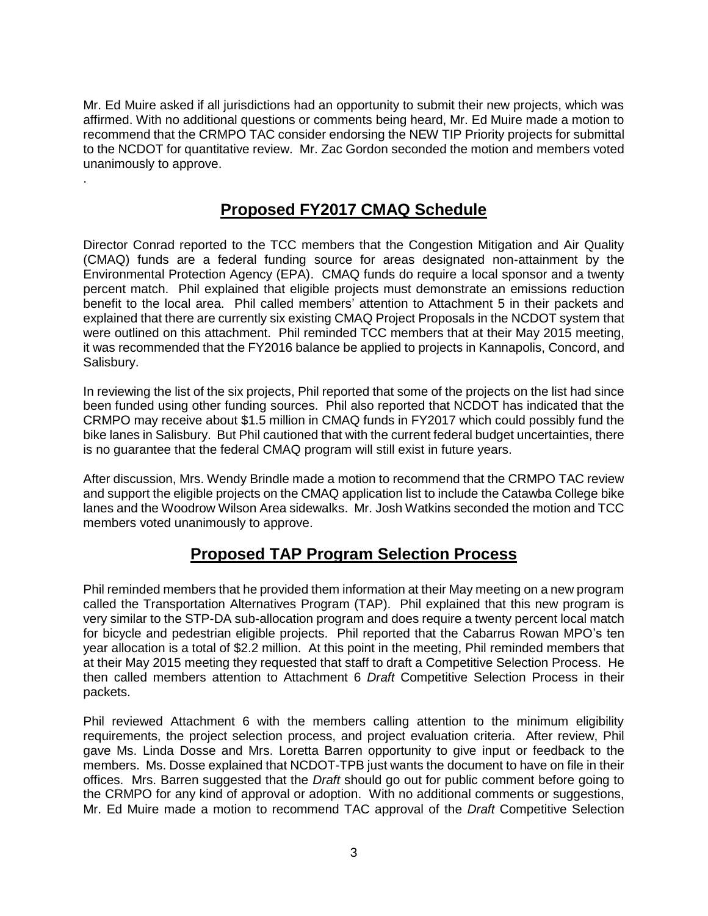Mr. Ed Muire asked if all jurisdictions had an opportunity to submit their new projects, which was affirmed. With no additional questions or comments being heard, Mr. Ed Muire made a motion to recommend that the CRMPO TAC consider endorsing the NEW TIP Priority projects for submittal to the NCDOT for quantitative review. Mr. Zac Gordon seconded the motion and members voted unanimously to approve.

.

## Proposed FY2017 CMAQ Schedule

Director Conrad reported to the TCC members that the Congestion Mitigation and Air Quality (CMAQ) funds are a federal funding source for areas designated non-attainment by the Environmental Protection Agency (EPA). CMAQ funds do require a local sponsor and a twenty percent match. Phil explained that eligible projects must demonstrate an emissions reduction benefit to the local area. Phil called members' attention to Attachment 5 in their packets and explained that there are currently six existing CMAQ Project Proposals in the NCDOT system that were outlined on this attachment. Phil reminded TCC members that at their May 2015 meeting, it was recommended that the FY2016 balance be applied to projects in Kannapolis, Concord, and Salisbury.

In reviewing the list of the six projects, Phil reported that some of the projects on the list had since been funded using other funding sources. Phil also reported that NCDOT has indicated that the CRMPO may receive about $1.5 million in CMAQ funds in FY2017 which could possibly fund the bike lanes in Salisbury. But Phil cautioned that with the current federal budget uncertainties, there is no guarantee that the federal CMAQ program will still exist in future years.

After discussion, Mrs. Wendy Brindle made a motion to recommend that the CRMPO TAC review and support the eligible projects on the CMAQ application list to include the Catawba College bike lanes and the Woodrow Wilson Area sidewalks. Mr. Josh Watkins seconded the motion and TCC members voted unanimously to approve.

## Proposed TAP Program Selection Process

Phil reminded members that he provided them information at their May meeting on a new program called the Transportation Alternatives Program (TAP). Phil explained that this new program is very similar to the STP-DA sub-allocation program and does require a twenty percent local match for bicycle and pedestrian eligible projects. Phil reported that the Cabarrus Rowan MPO's ten year allocation is a total of $2.2 million. At this point in the meeting, Phil reminded members that at their May 2015 meeting they requested that staff to draft a Competitive Selection Process. He then called members attention to Attachment 6 *Draft* Competitive Selection Process in their packets.

Phil reviewed Attachment 6 with the members calling attention to the minimum eligibility requirements, the project selection process, and project evaluation criteria. After review, Phil gave Ms. Linda Dosse and Mrs. Loretta Barren opportunity to give input or feedback to the members. Ms. Dosse explained that NCDOT-TPB just wants the document to have on file in their offices. Mrs. Barren suggested that the *Draft* should go out for public comment before going to the CRMPO for any kind of approval or adoption. With no additional comments or suggestions, Mr. Ed Muire made a motion to recommend TAC approval of the *Draft* Competitive Selection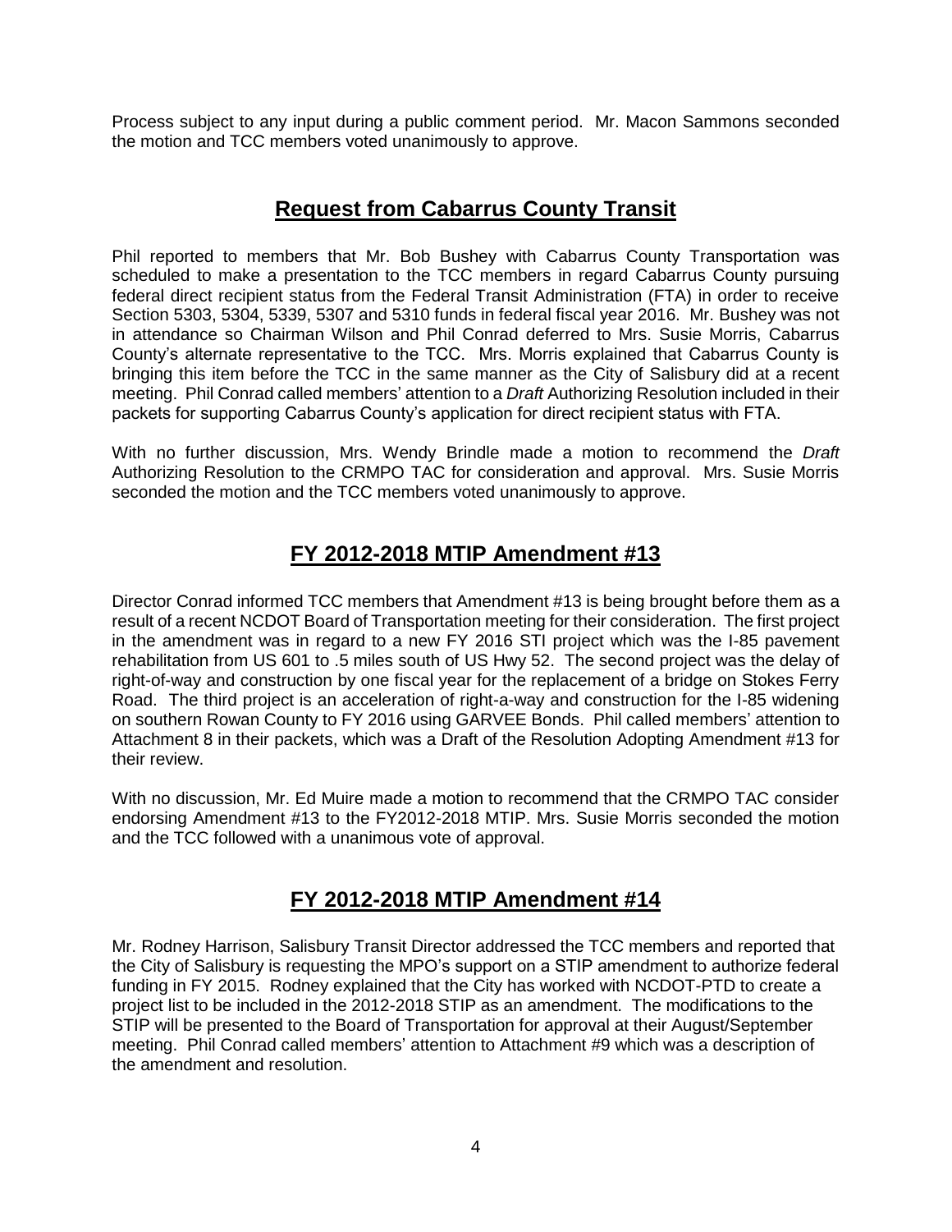Process subject to any input during a public comment period. Mr. Macon Sammons seconded the motion and TCC members voted unanimously to approve.

## **Request from Cabarrus County Transit**

Phil reported to members that Mr. Bob Bushey with Cabarrus County Transportation was scheduled to make a presentation to the TCC members in regard Cabarrus County pursuing federal direct recipient status from the Federal Transit Administration (FTA) in order to receive Section 5303, 5304, 5339, 5307 and 5310 funds in federal fiscal year 2016. Mr. Bushey was not in attendance so Chairman Wilson and Phil Conrad deferred to Mrs. Susie Morris, Cabarrus County's alternate representative to the TCC. Mrs. Morris explained that Cabarrus County is bringing this item before the TCC in the same manner as the City of Salisbury did at a recent meeting. Phil Conrad called members' attention to a *Draft* Authorizing Resolution included in their packets for supporting Cabarrus County's application for direct recipient status with FTA.

With no further discussion, Mrs. Wendy Brindle made a motion to recommend the *Draft* Authorizing Resolution to the CRMPO TAC for consideration and approval. Mrs. Susie Morris seconded the motion and the TCC members voted unanimously to approve.

## **FY 2012-2018 MTIP Amendment #13**

Director Conrad informed TCC members that Amendment #13 is being brought before them as a result of a recent NCDOT Board of Transportation meeting for their consideration. The first project in the amendment was in regard to a new FY 2016 STI project which was the I-85 pavement rehabilitation from US 601 to .5 miles south of US Hwy 52. The second project was the delay of right-of-way and construction by one fiscal year for the replacement of a bridge on Stokes Ferry Road. The third project is an acceleration of right-a-way and construction for the I-85 widening on southern Rowan County to FY 2016 using GARVEE Bonds. Phil called members' attention to Attachment 8 in their packets, which was a Draft of the Resolution Adopting Amendment #13 for their review.

With no discussion, Mr. Ed Muire made a motion to recommend that the CRMPO TAC consider endorsing Amendment #13 to the FY2012-2018 MTIP. Mrs. Susie Morris seconded the motion and the TCC followed with a unanimous vote of approval.

## **FY 2012-2018 MTIP Amendment #14**

Mr. Rodney Harrison, Salisbury Transit Director addressed the TCC members and reported that the City of Salisbury is requesting the MPO's support on a STIP amendment to authorize federal funding in FY 2015. Rodney explained that the City has worked with NCDOT-PTD to create a project list to be included in the 2012-2018 STIP as an amendment. The modifications to the STIP will be presented to the Board of Transportation for approval at their August/September meeting. Phil Conrad called members' attention to Attachment #9 which was a description of the amendment and resolution.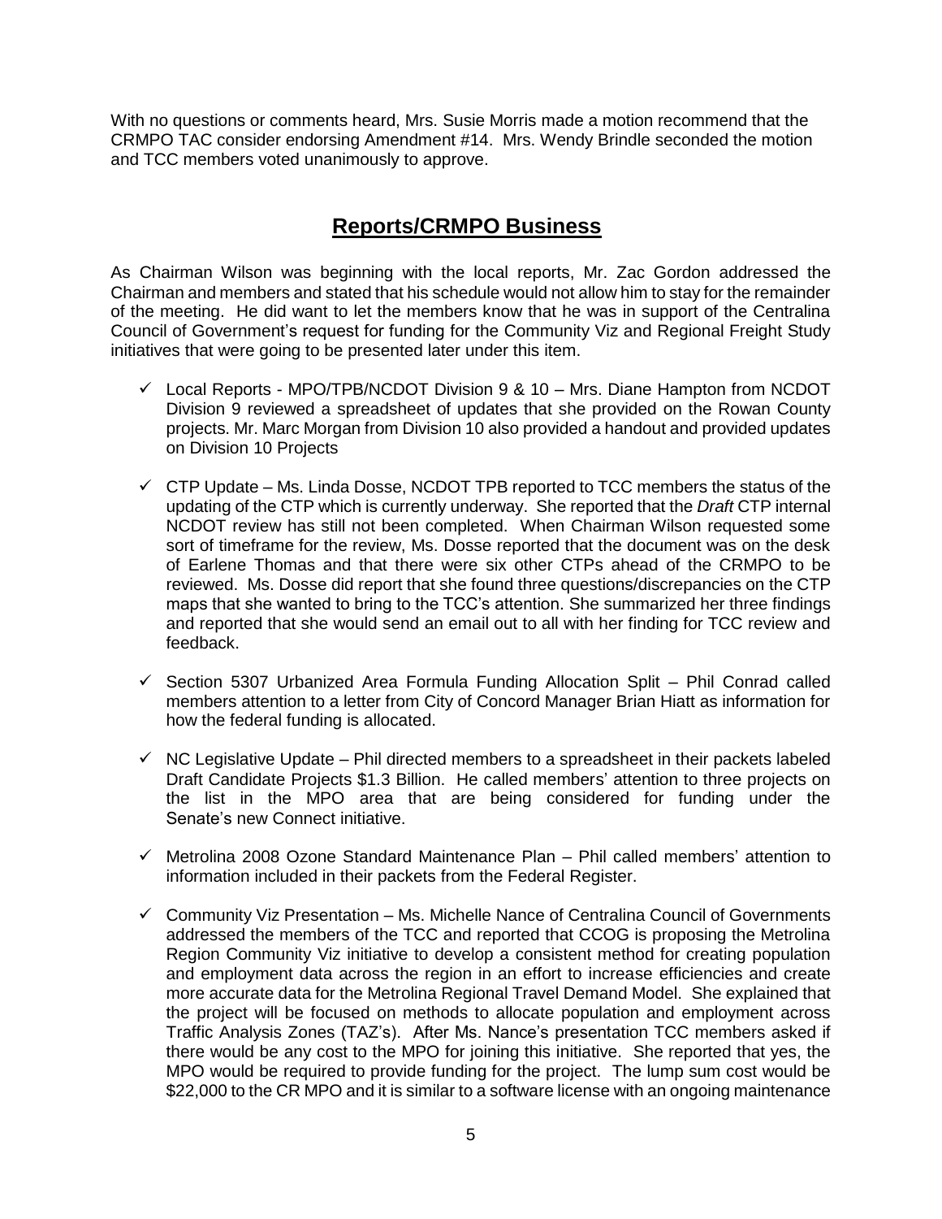With no questions or comments heard, Mrs. Susie Morris made a motion recommend that the CRMPO TAC consider endorsing Amendment #14. Mrs. Wendy Brindle seconded the motion and TCC members voted unanimously to approve.

## **Reports/CRMPO Business**

As Chairman Wilson was beginning with the local reports, Mr. Zac Gordon addressed the Chairman and members and stated that his schedule would not allow him to stay for the remainder of the meeting. He did want to let the members know that he was in support of the Centralina Council of Government's request for funding for the Community Viz and Regional Freight Study initiatives that were going to be presented later under this item.

- ✓ Local Reports - MPO/TPB/NCDOT Division 9 & 10 – Mrs. Diane Hampton from NCDOT Division 9 reviewed a spreadsheet of updates that she provided on the Rowan County projects. Mr. Marc Morgan from Division 10 also provided a handout and provided updates on Division 10 Projects

- ✓ CTP Update – Ms. Linda Dosse, NCDOT TPB reported to TCC members the status of the updating of the CTP which is currently underway. She reported that the *Draft* CTP internal NCDOT review has still not been completed. When Chairman Wilson requested some sort of timeframe for the review, Ms. Dosse reported that the document was on the desk of Earlene Thomas and that there were six other CTPs ahead of the CRMPO to be reviewed. Ms. Dosse did report that she found three questions/discrepancies on the CTP maps that she wanted to bring to the TCC's attention. She summarized her three findings and reported that she would send an email out to all with her finding for TCC review and feedback.

- ✓ Section 5307 Urbanized Area Formula Funding Allocation Split – Phil Conrad called members attention to a letter from City of Concord Manager Brian Hiatt as information for how the federal funding is allocated.

- ✓ NC Legislative Update – Phil directed members to a spreadsheet in their packets labeled Draft Candidate Projects $1.3 Billion. He called members' attention to three projects on the list in the MPO area that are being considered for funding under the Senate's new Connect initiative.

- ✓ Metrolina 2008 Ozone Standard Maintenance Plan – Phil called members' attention to information included in their packets from the Federal Register.

- ✓ Community Viz Presentation – Ms. Michelle Nance of Centralina Council of Governments addressed the members of the TCC and reported that CCOG is proposing the Metrolina Region Community Viz initiative to develop a consistent method for creating population and employment data across the region in an effort to increase efficiencies and create more accurate data for the Metrolina Regional Travel Demand Model. She explained that the project will be focused on methods to allocate population and employment across Traffic Analysis Zones (TAZ's). After Ms. Nance's presentation TCC members asked if there would be any cost to the MPO for joining this initiative. She reported that yes, the MPO would be required to provide funding for the project. The lump sum cost would be $22,000 to the CR MPO and it is similar to a software license with an ongoing maintenance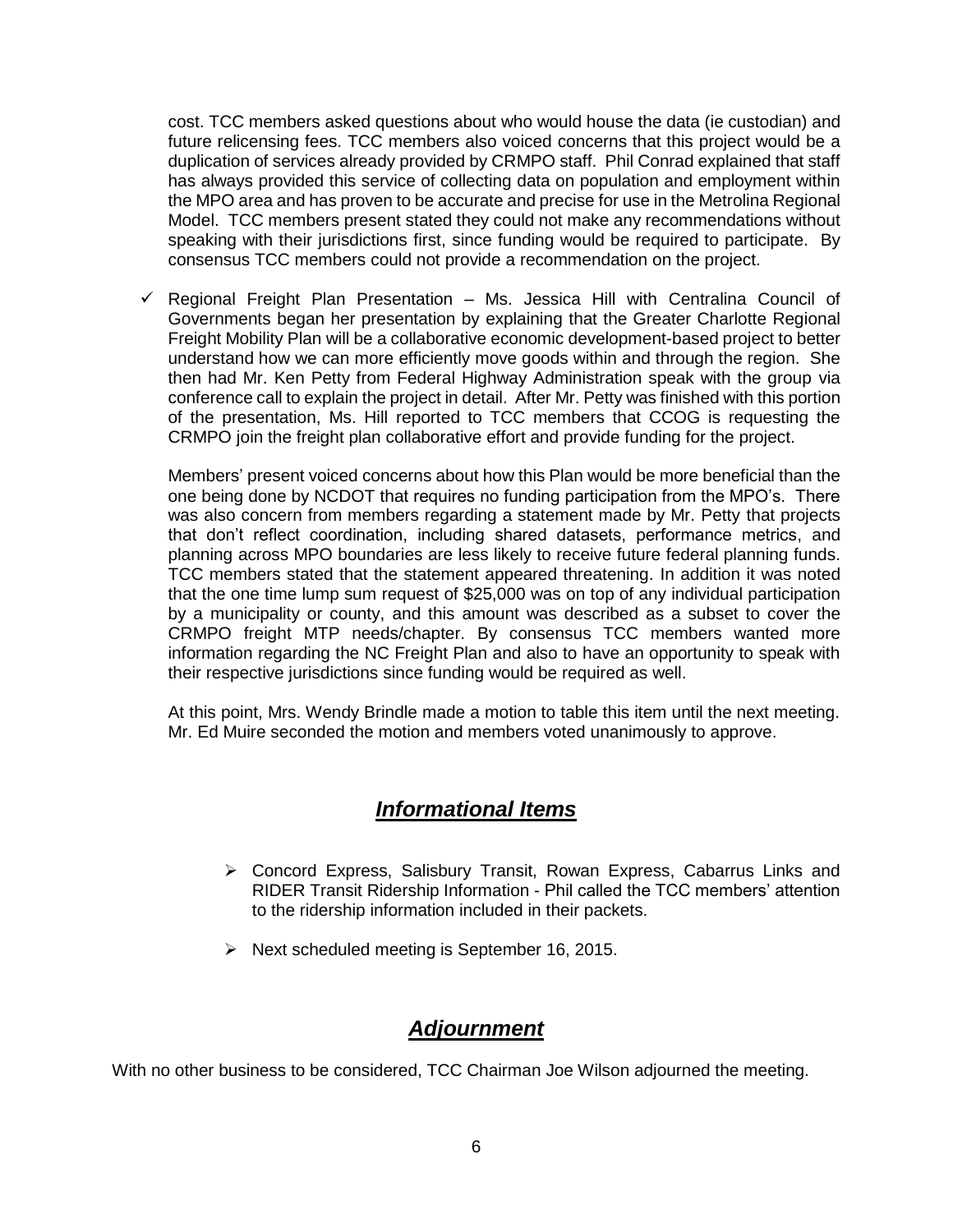cost. TCC members asked questions about who would house the data (ie custodian) and future relicensing fees. TCC members also voiced concerns that this project would be a duplication of services already provided by CRMPO staff. Phil Conrad explained that staff has always provided this service of collecting data on population and employment within the MPO area and has proven to be accurate and precise for use in the Metrolina Regional Model. TCC members present stated they could not make any recommendations without speaking with their jurisdictions first, since funding would be required to participate. By consensus TCC members could not provide a recommendation on the project.

- ✓ Regional Freight Plan Presentation – Ms. Jessica Hill with Centralina Council of Governments began her presentation by explaining that the Greater Charlotte Regional Freight Mobility Plan will be a collaborative economic development-based project to better understand how we can more efficiently move goods within and through the region. She then had Mr. Ken Petty from Federal Highway Administration speak with the group via conference call to explain the project in detail. After Mr. Petty was finished with this portion of the presentation, Ms. Hill reported to TCC members that CCOG is requesting the CRMPO join the freight plan collaborative effort and provide funding for the project.

  Members' present voiced concerns about how this Plan would be more beneficial than the one being done by NCDOT that requires no funding participation from the MPO's. There was also concern from members regarding a statement made by Mr. Petty that projects that don't reflect coordination, including shared datasets, performance metrics, and planning across MPO boundaries are less likely to receive future federal planning funds. TCC members stated that the statement appeared threatening. In addition it was noted that the one time lump sum request of $25,000 was on top of any individual participation by a municipality or county, and this amount was described as a subset to cover the CRMPO freight MTP needs/chapter. By consensus TCC members wanted more information regarding the NC Freight Plan and also to have an opportunity to speak with their respective jurisdictions since funding would be required as well.

  At this point, Mrs. Wendy Brindle made a motion to table this item until the next meeting. Mr. Ed Muire seconded the motion and members voted unanimously to approve.

## ***Informational Items***

- ➢ Concord Express, Salisbury Transit, Rowan Express, Cabarrus Links and RIDER Transit Ridership Information - Phil called the TCC members' attention to the ridership information included in their packets.
- ➢ Next scheduled meeting is September 16, 2015.

## ***Adjournment***

With no other business to be considered, TCC Chairman Joe Wilson adjourned the meeting.